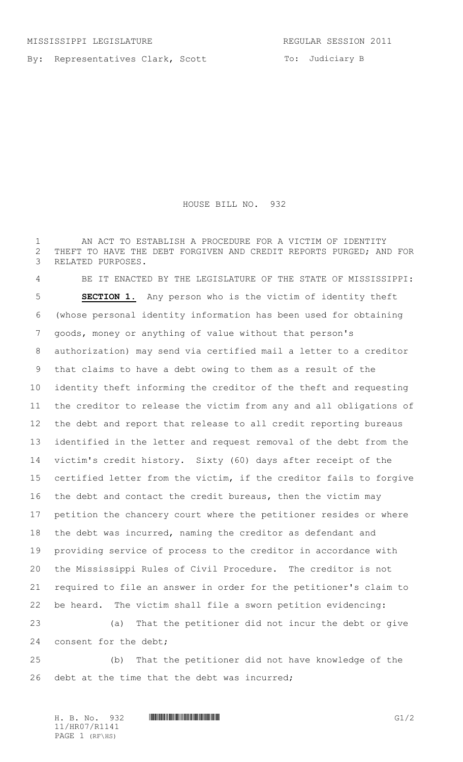MISSISSIPPI LEGISLATURE REGULAR SESSION 2011

By: Representatives Clark, Scott

To: Judiciary B

# HOUSE BILL NO. 932

AN ACT TO ESTABLISH A PROCEDURE FOR A VICTIM OF IDENTITY THEFT TO HAVE THE DEBT FORGIVEN AND CREDIT REPORTS PURGED; AND FOR RELATED PURPOSES.

BE IT ENACTED BY THE LEGISLATURE OF THE STATE OF MISSISSIPPI:

**SECTION 1.** Any person who is the victim of identity theft (whose personal identity information has been used for obtaining goods, money or anything of value without that person's authorization) may send via certified mail a letter to a creditor that claims to have a debt owing to them as a result of the identity theft informing the creditor of the theft and requesting the creditor to release the victim from any and all obligations of the debt and report that release to all credit reporting bureaus identified in the letter and request removal of the debt from the victim's credit history. Sixty (60) days after receipt of the certified letter from the victim, if the creditor fails to forgive the debt and contact the credit bureaus, then the victim may petition the chancery court where the petitioner resides or where the debt was incurred, naming the creditor as defendant and providing service of process to the creditor in accordance with the Mississippi Rules of Civil Procedure. The creditor is not required to file an answer in order for the petitioner's claim to be heard. The victim shall file a sworn petition evidencing:

(a) That the petitioner did not incur the debt or give consent for the debt;

(b) That the petitioner did not have knowledge of the debt at the time that the debt was incurred;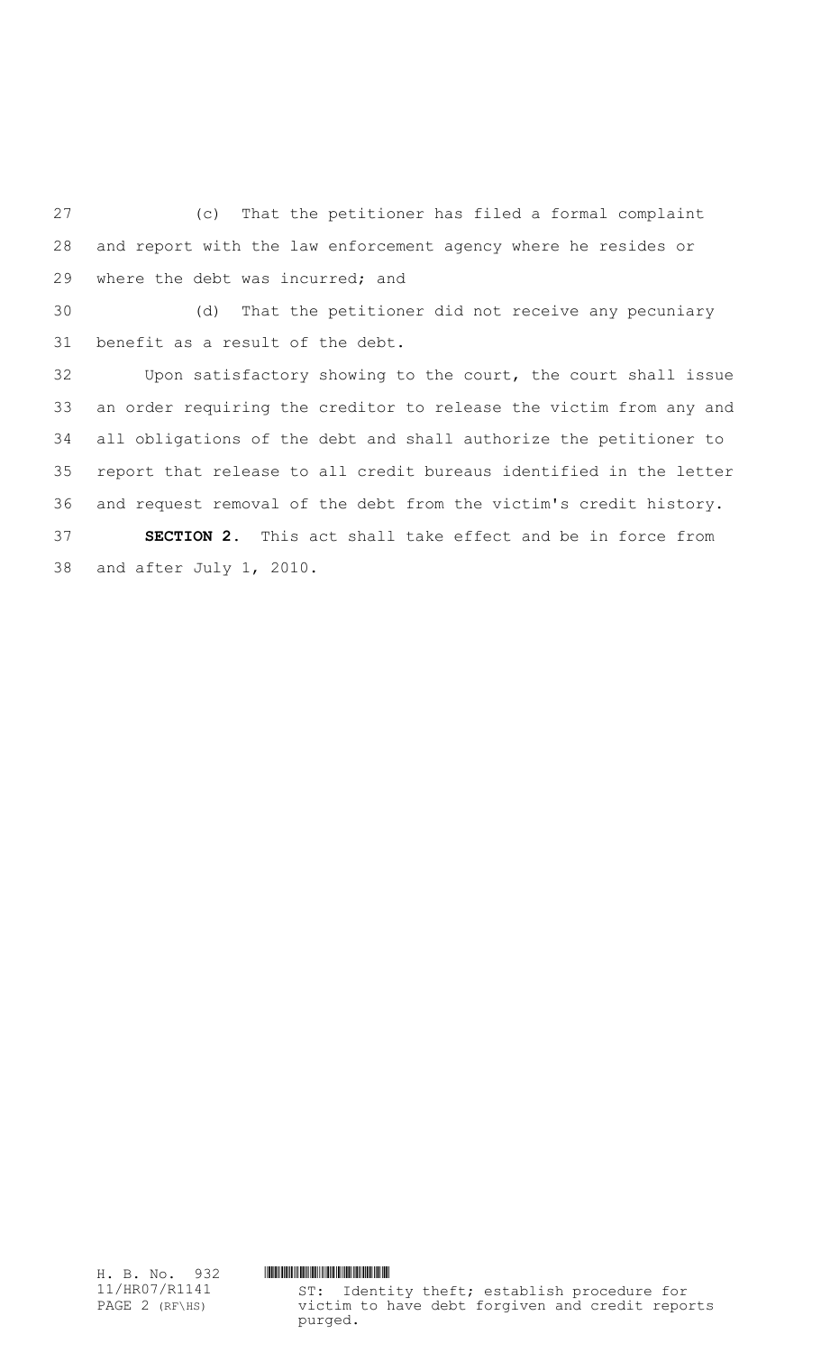(c) That the petitioner has filed a formal complaint and report with the law enforcement agency where he resides or where the debt was incurred; and

(d) That the petitioner did not receive any pecuniary benefit as a result of the debt.

Upon satisfactory showing to the court, the court shall issue an order requiring the creditor to release the victim from any and all obligations of the debt and shall authorize the petitioner to report that release to all credit bureaus identified in the letter and request removal of the debt from the victim's credit history.

**SECTION 2.** This act shall take effect and be in force from and after July 1, 2010.

ST: Identity theft; establish procedure for victim to have debt forgiven and credit reports purged.